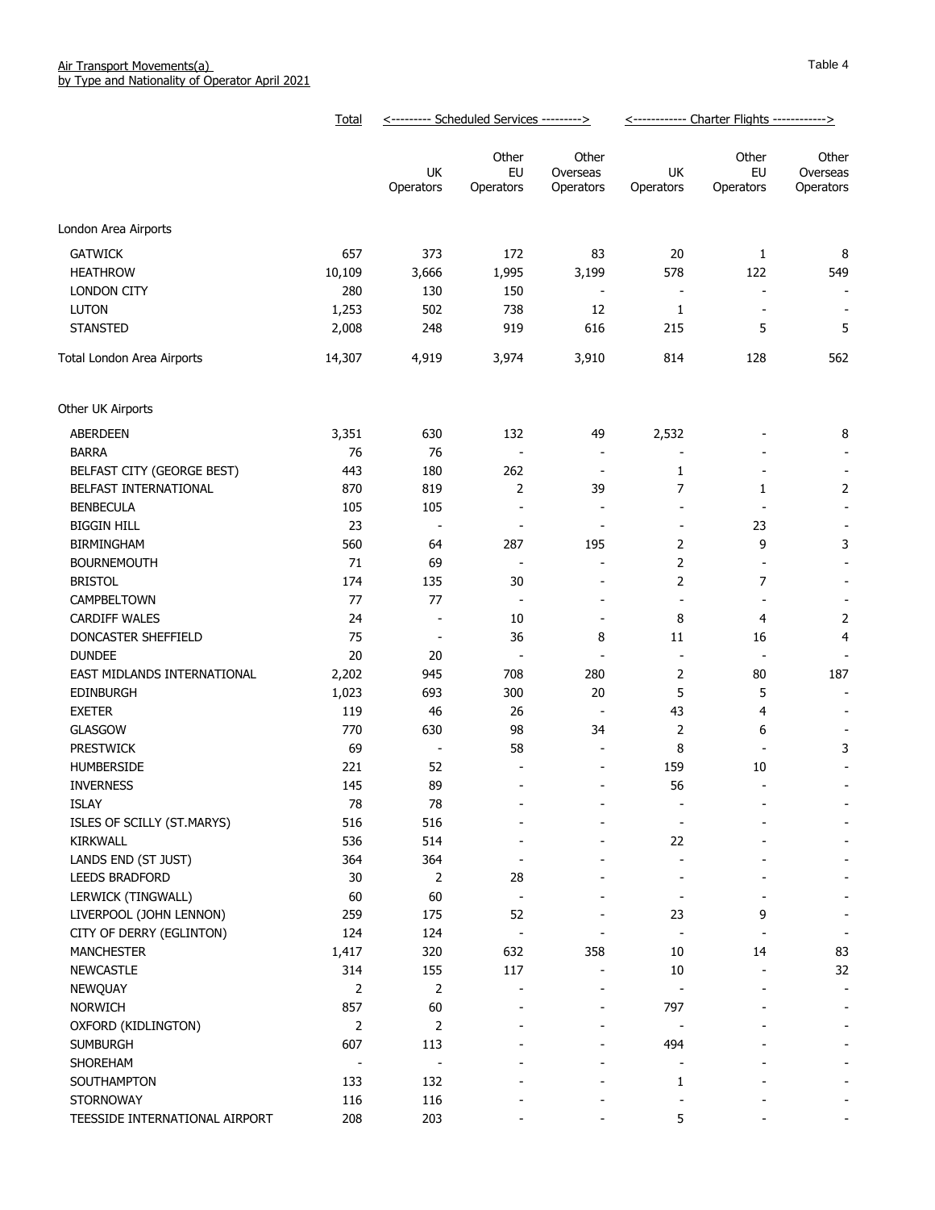Air Transport Movements(a)
by Type and Nationality of Operator April 2021

Table 4

| | Total | Scheduled Services | | | Charter Flights | | |
|---|---|---|---|---|---|---|---|
| | | UK Operators | Other EU Operators | Other Overseas Operators | UK Operators | Other EU Operators | Other Overseas Operators |
| London Area Airports | | | | | | | |
| GATWICK | 657 | 373 | 172 | 83 | 20 | 1 | 8 |
| HEATHROW | 10,109 | 3,666 | 1,995 | 3,199 | 578 | 122 | 549 |
| LONDON CITY | 280 | 130 | 150 | - | - | - | - |
| LUTON | 1,253 | 502 | 738 | 12 | 1 | - | - |
| STANSTED | 2,008 | 248 | 919 | 616 | 215 | 5 | 5 |
| Total London Area Airports | 14,307 | 4,919 | 3,974 | 3,910 | 814 | 128 | 562 |
| Other UK Airports | | | | | | | |
| ABERDEEN | 3,351 | 630 | 132 | 49 | 2,532 | - | 8 |
| BARRA | 76 | 76 | - | - | - | - | - |
| BELFAST CITY (GEORGE BEST) | 443 | 180 | 262 | - | 1 | - | - |
| BELFAST INTERNATIONAL | 870 | 819 | 2 | 39 | 7 | 1 | 2 |
| BENBECULA | 105 | 105 | - | - | - | - | - |
| BIGGIN HILL | 23 | - | - | - | - | 23 | - |
| BIRMINGHAM | 560 | 64 | 287 | 195 | 2 | 9 | 3 |
| BOURNEMOUTH | 71 | 69 | - | - | 2 | - | - |
| BRISTOL | 174 | 135 | 30 | - | 2 | 7 | - |
| CAMPBELTOWN | 77 | 77 | - | - | - | - | - |
| CARDIFF WALES | 24 | - | 10 | - | 8 | 4 | 2 |
| DONCASTER SHEFFIELD | 75 | - | 36 | 8 | 11 | 16 | 4 |
| DUNDEE | 20 | 20 | - | - | - | - | - |
| EAST MIDLANDS INTERNATIONAL | 2,202 | 945 | 708 | 280 | 2 | 80 | 187 |
| EDINBURGH | 1,023 | 693 | 300 | 20 | 5 | 5 | - |
| EXETER | 119 | 46 | 26 | - | 43 | 4 | - |
| GLASGOW | 770 | 630 | 98 | 34 | 2 | 6 | - |
| PRESTWICK | 69 | - | 58 | - | 8 | - | 3 |
| HUMBERSIDE | 221 | 52 | - | - | 159 | 10 | - |
| INVERNESS | 145 | 89 | - | - | 56 | - | - |
| ISLAY | 78 | 78 | - | - | - | - | - |
| ISLES OF SCILLY (ST.MARYS) | 516 | 516 | - | - | - | - | - |
| KIRKWALL | 536 | 514 | - | - | 22 | - | - |
| LANDS END (ST JUST) | 364 | 364 | - | - | - | - | - |
| LEEDS BRADFORD | 30 | 2 | 28 | - | - | - | - |
| LERWICK (TINGWALL) | 60 | 60 | - | - | - | - | - |
| LIVERPOOL (JOHN LENNON) | 259 | 175 | 52 | - | 23 | 9 | - |
| CITY OF DERRY (EGLINTON) | 124 | 124 | - | - | - | - | - |
| MANCHESTER | 1,417 | 320 | 632 | 358 | 10 | 14 | 83 |
| NEWCASTLE | 314 | 155 | 117 | - | 10 | - | 32 |
| NEWQUAY | 2 | 2 | - | - | - | - | - |
| NORWICH | 857 | 60 | - | - | 797 | - | - |
| OXFORD (KIDLINGTON) | 2 | 2 | - | - | - | - | - |
| SUMBURGH | 607 | 113 | - | - | 494 | - | - |
| SHOREHAM | - | - | - | - | - | - | - |
| SOUTHAMPTON | 133 | 132 | - | - | 1 | - | - |
| STORNOWAY | 116 | 116 | - | - | - | - | - |
| TEESSIDE INTERNATIONAL AIRPORT | 208 | 203 | - | - | 5 | - | - |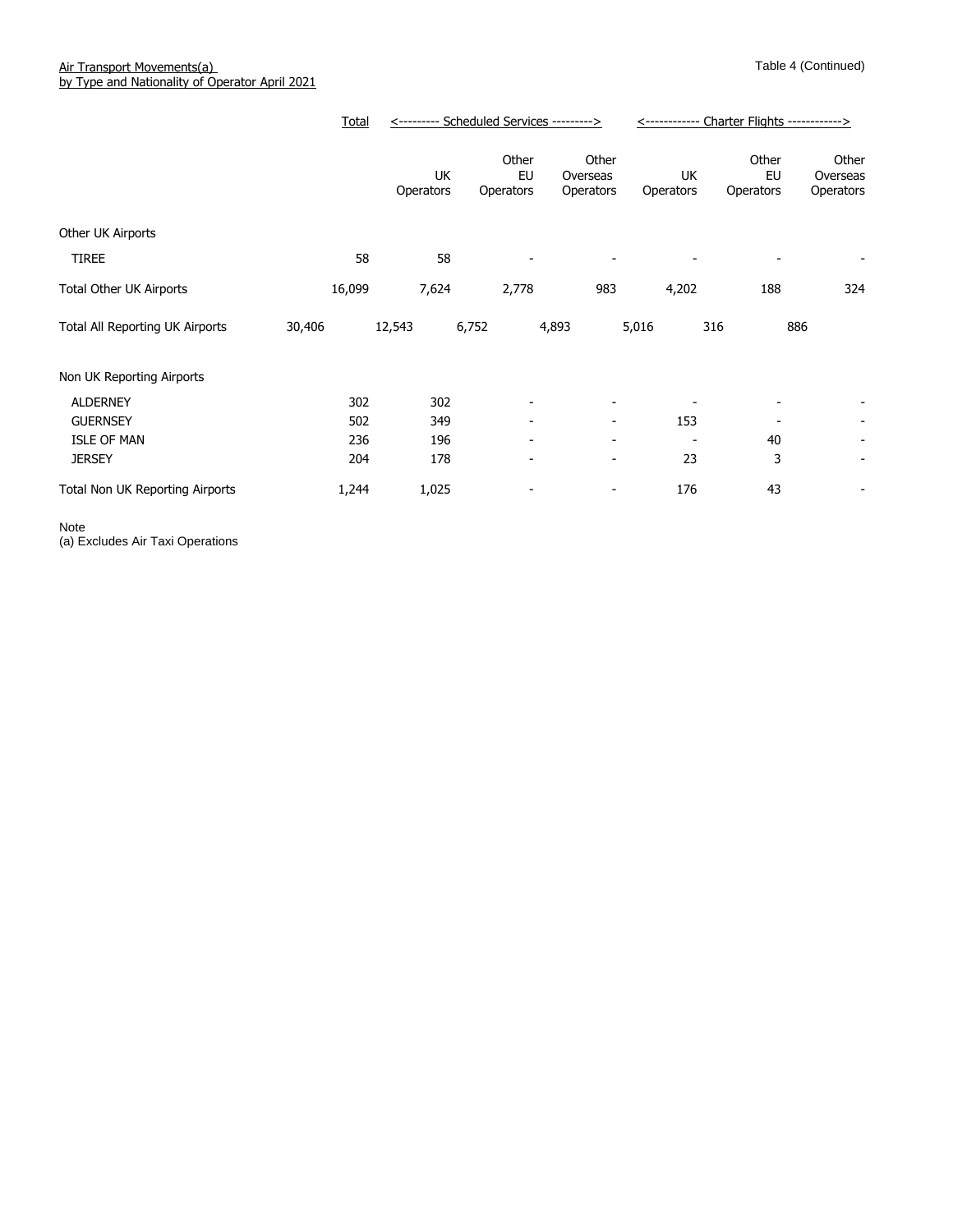Air Transport Movements(a)
by Type and Nationality of Operator April 2021

Table 4 (Continued)

| | Total | Scheduled Services | | | Charter Flights | | |
|---|---|---|---|---|---|---|---|
| | | UK Operators | Other EU Operators | Other Overseas Operators | UK Operators | Other EU Operators | Other Overseas Operators |
| Other UK Airports | | | | | | | |
| TIREE | 58 | 58 | - | - | - | - | - |
| Total Other UK Airports | 16,099 | 7,624 | 2,778 | 983 | 4,202 | 188 | 324 |
| Total All Reporting UK Airports | 30,406 | 12,543 | 6,752 | 4,893 | 5,016 | 316 | 886 |
| Non UK Reporting Airports | | | | | | | |
| ALDERNEY | 302 | 302 | - | - | - | - | - |
| GUERNSEY | 502 | 349 | - | - | 153 | - | - |
| ISLE OF MAN | 236 | 196 | - | - | - | 40 | - |
| JERSEY | 204 | 178 | - | - | 23 | 3 | - |
| Total Non UK Reporting Airports | 1,244 | 1,025 | - | - | 176 | 43 | - |

Note
(a) Excludes Air Taxi Operations